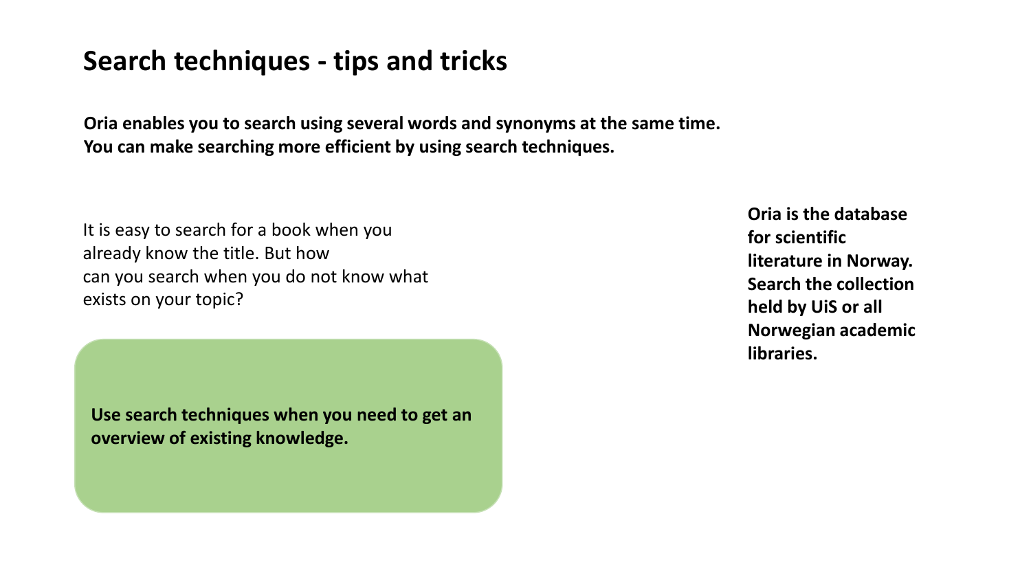# Search techniques - tips and tricks

**Oria enables you to search using several words and synonyms at the same time. You can make searching more efficient by using search techniques.**

It is easy to search for a book when you already know the title. But how can you search when you do not know what exists on your topic?

**Use search techniques when you need to get an overview of existing knowledge.**

**Oria is the database for scientific literature in Norway. Search the collection held by UiS or all Norwegian academic libraries.**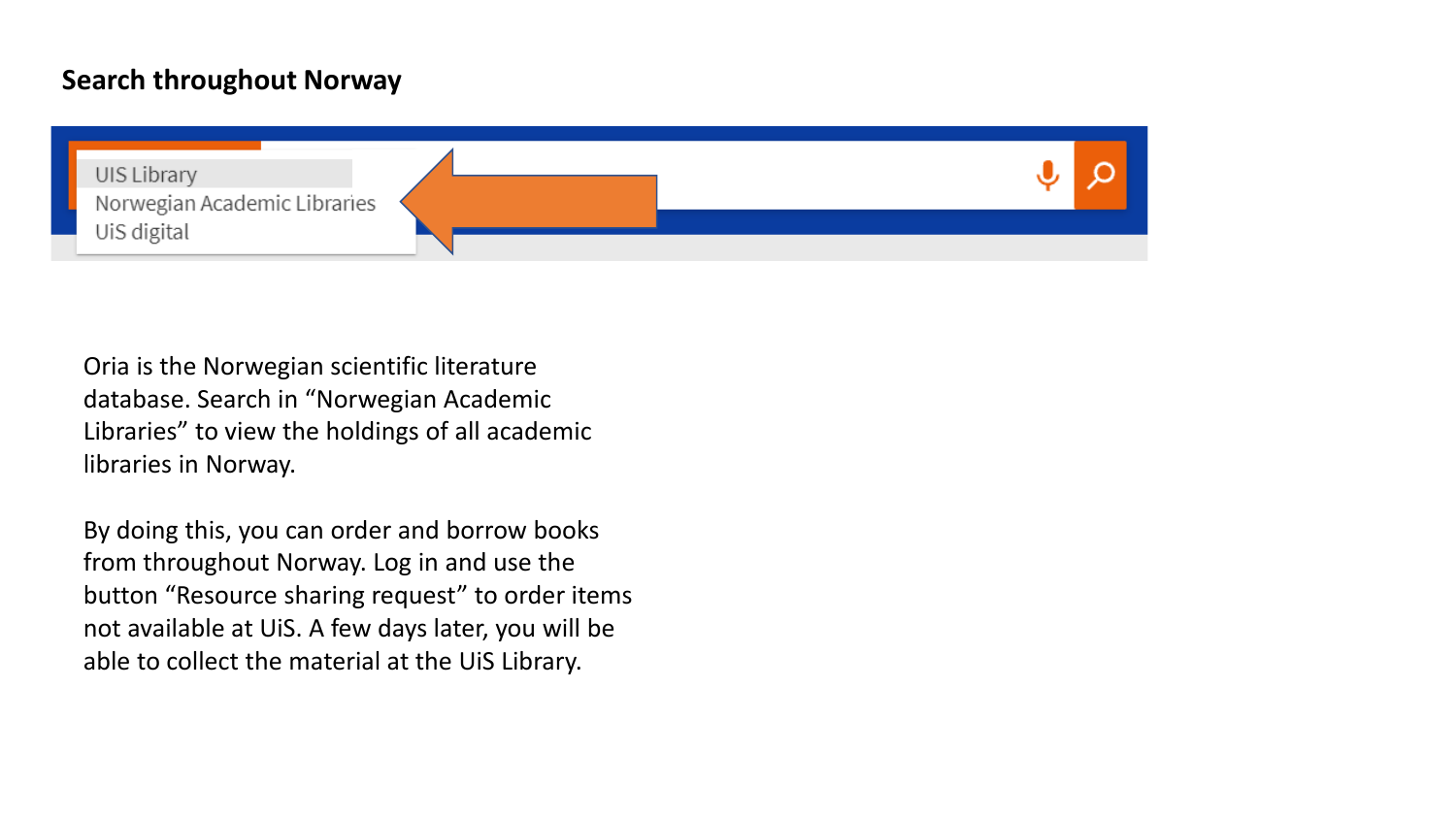## Search throughout Norway

UIS Library
Norwegian Academic Libraries
UiS digital

Oria is the Norwegian scientific literature database. Search in “Norwegian Academic Libraries” to view the holdings of all academic libraries in Norway.

By doing this, you can order and borrow books from throughout Norway. Log in and use the button “Resource sharing request” to order items not available at UiS. A few days later, you will be able to collect the material at the UiS Library.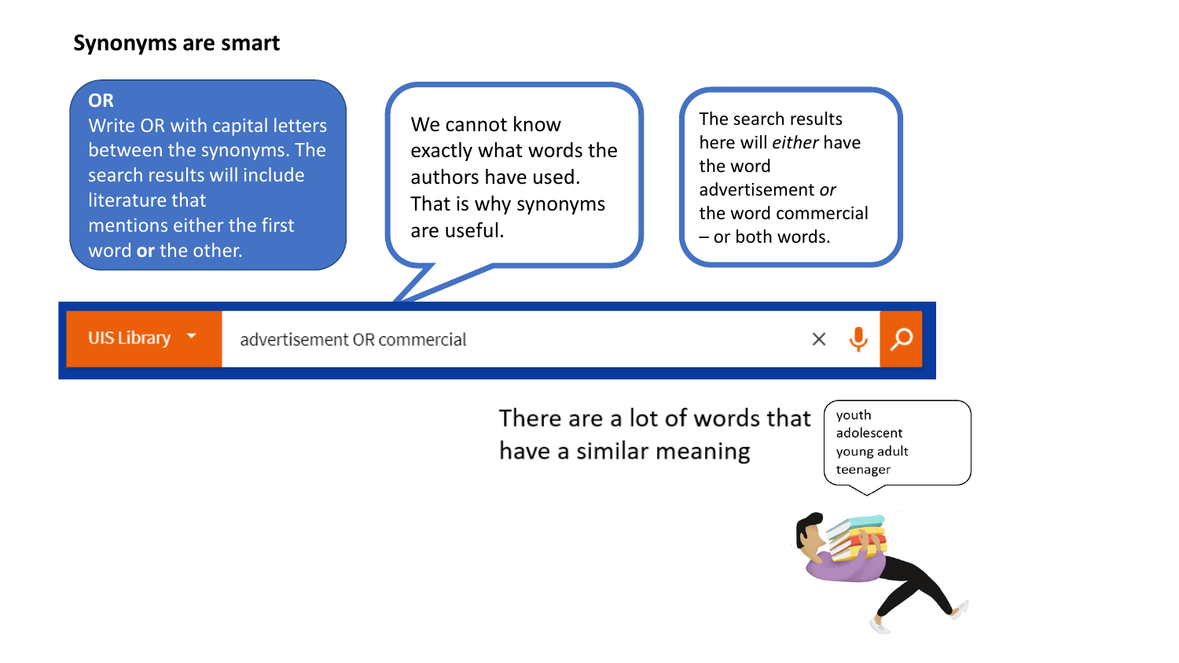## Synonyms are smart

**OR**
Write OR with capital letters between the synonyms. The search results will include literature that mentions either the first word **or** the other.

We cannot know exactly what words the authors have used. That is why synonyms are useful.

The search results here will *either* have the word advertisement *or* the word commercial – or both words.

UIS Library | advertisement OR commercial

There are a lot of words that have a similar meaning

- youth
- adolescent
- young adult
- teenager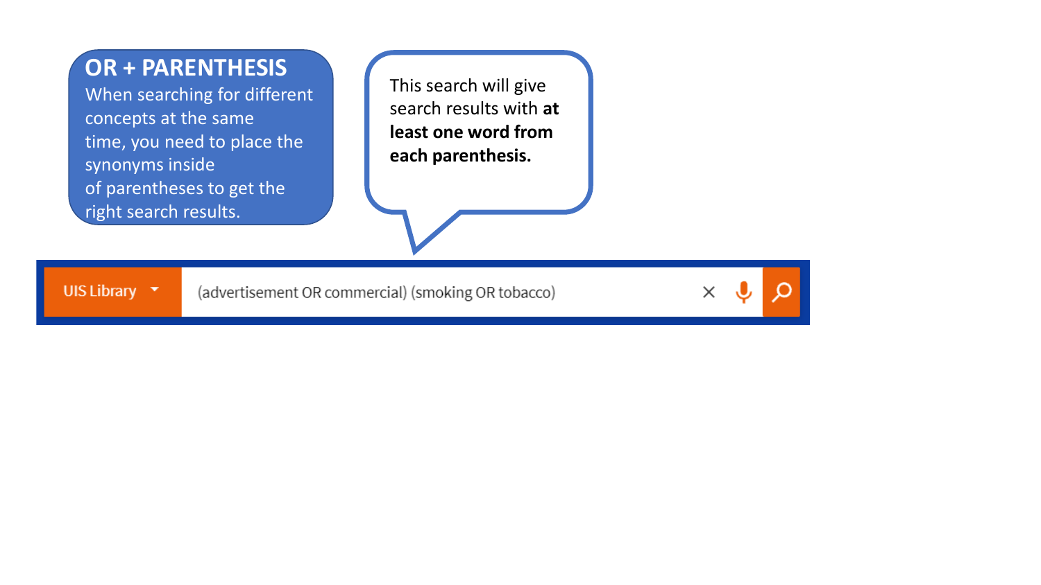## OR + PARENTHESIS

When searching for different concepts at the same time, you need to place the synonyms inside of parentheses to get the right search results.

This search will give search results with **at least one word from each parenthesis.**

UIS Library

```
(advertisement OR commercial) (smoking OR tobacco)
```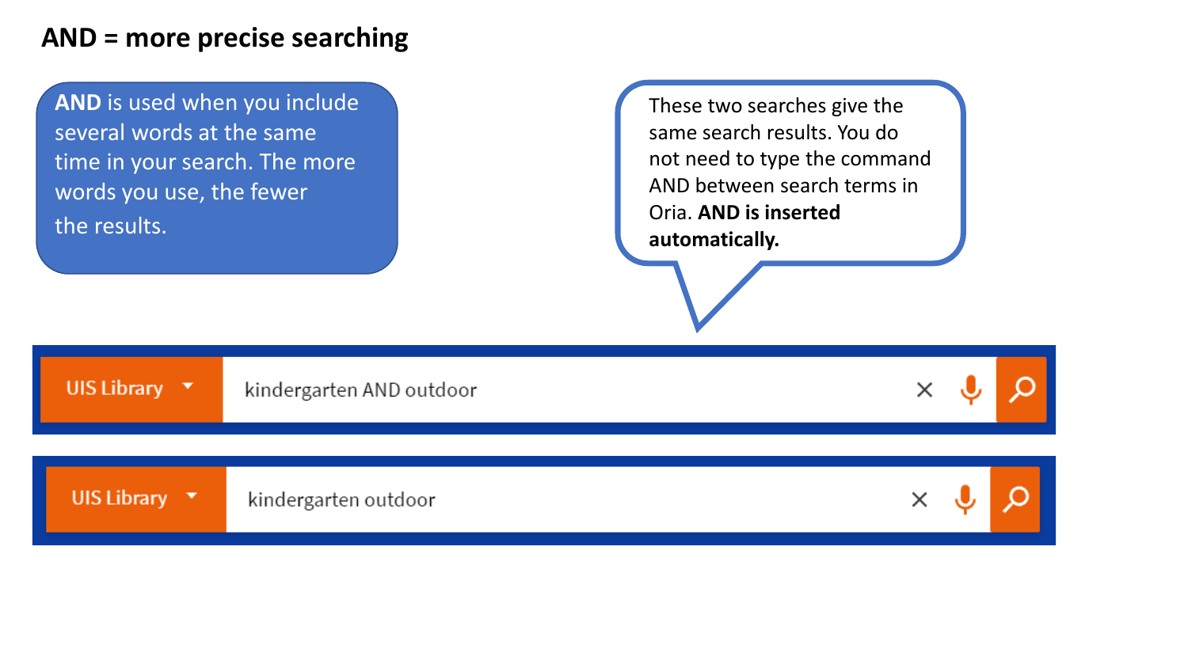# AND = more precise searching

**AND** is used when you include several words at the same time in your search. The more words you use, the fewer the results.

These two searches give the same search results. You do not need to type the command AND between search terms in Oria. **AND is inserted automatically.**

UIS Library | kindergarten AND outdoor

UIS Library | kindergarten outdoor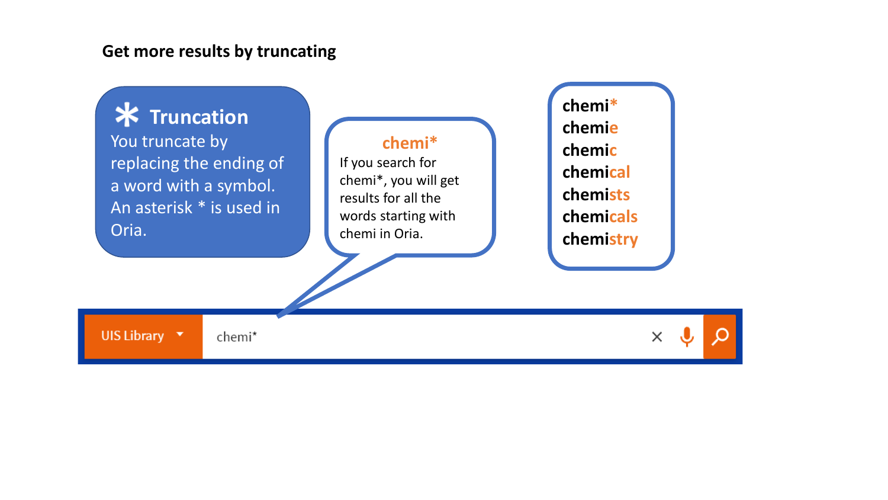## Get more results by truncating

### * Truncation

You truncate by replacing the ending of a word with a symbol. An asterisk * is used in Oria.

**chemi***

If you search for chemi*, you will get results for all the words starting with chemi in Oria.

- chemi*
- chemie
- chemic
- chemical
- chemists
- chemicals
- chemistry

UIS Library | chemi*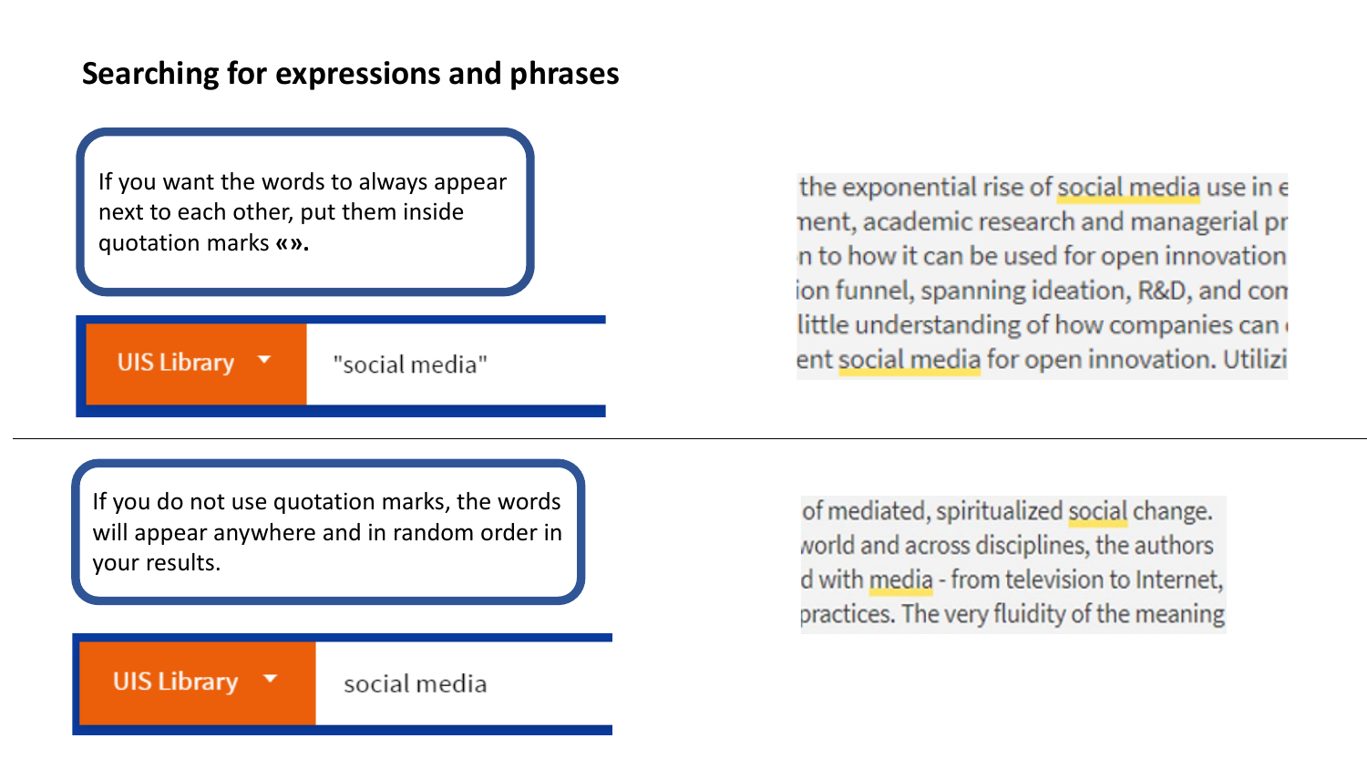# Searching for expressions and phrases

If you want the words to always appear next to each other, put them inside quotation marks **«»**.

UIS Library ▾ | "social media"

the exponential rise of social media use in e
nent, academic research and managerial pr
n to how it can be used for open innovation
ion funnel, spanning ideation, R&D, and con
little understanding of how companies can
ent social media for open innovation. Utilizi

---

If you do not use quotation marks, the words will appear anywhere and in random order in your results.

UIS Library ▾ | social media

of mediated, spiritualized social change.
world and across disciplines, the authors
d with media - from television to Internet,
practices. The very fluidity of the meaning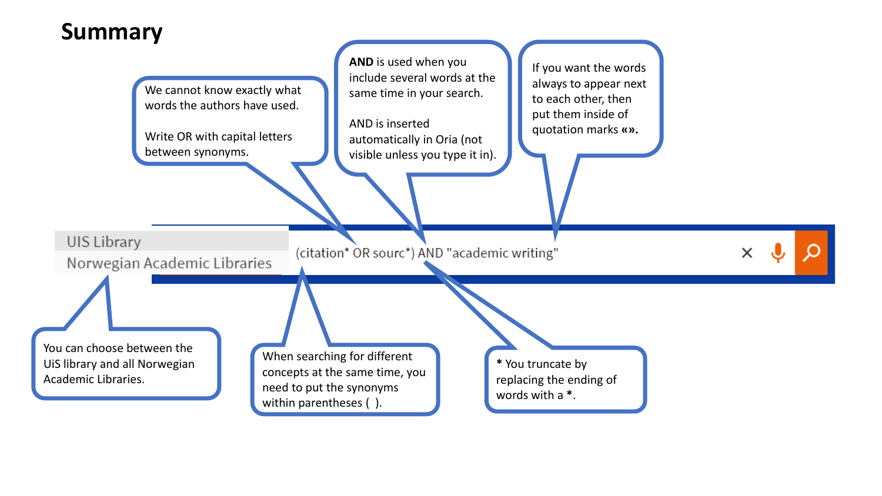# Summary

We cannot know exactly what words the authors have used.

Write OR with capital letters between synonyms.

**AND** is used when you include several words at the same time in your search.

AND is inserted automatically in Oria (not visible unless you type it in).

If you want the words always to appear next to each other, then put them inside of quotation marks **«»**.

UIS Library

Norwegian Academic Libraries

(citation* OR sourc*) AND "academic writing"

You can choose between the UiS library and all Norwegian Academic Libraries.

When searching for different concepts at the same time, you need to put the synonyms within parentheses ( ).

**\*** You truncate by replacing the ending of words with a **\***.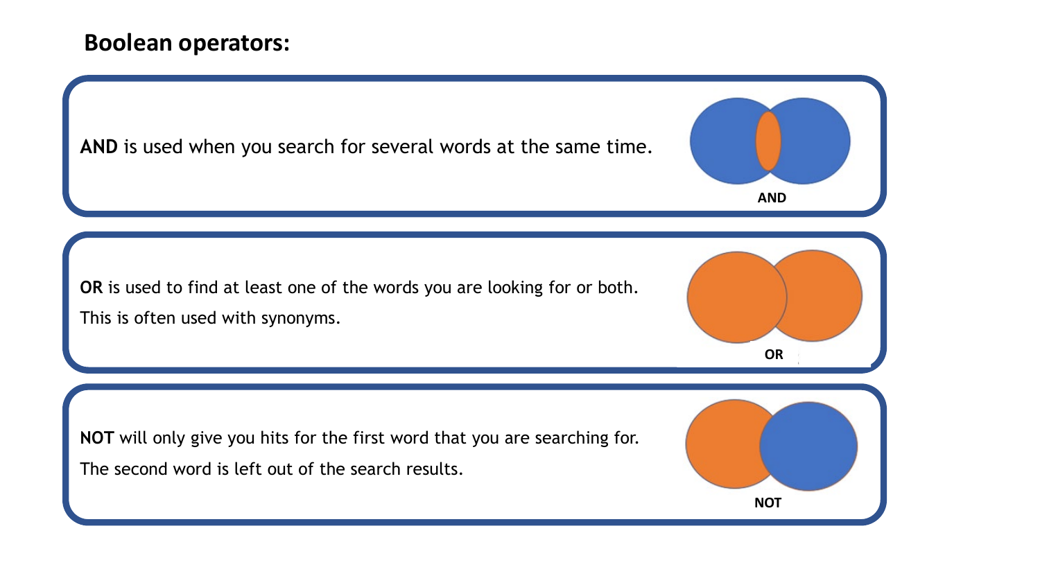## Boolean operators:

**AND** is used when you search for several words at the same time.

AND

**OR** is used to find at least one of the words you are looking for or both.

This is often used with synonyms.

OR

**NOT** will only give you hits for the first word that you are searching for.

The second word is left out of the search results.

NOT